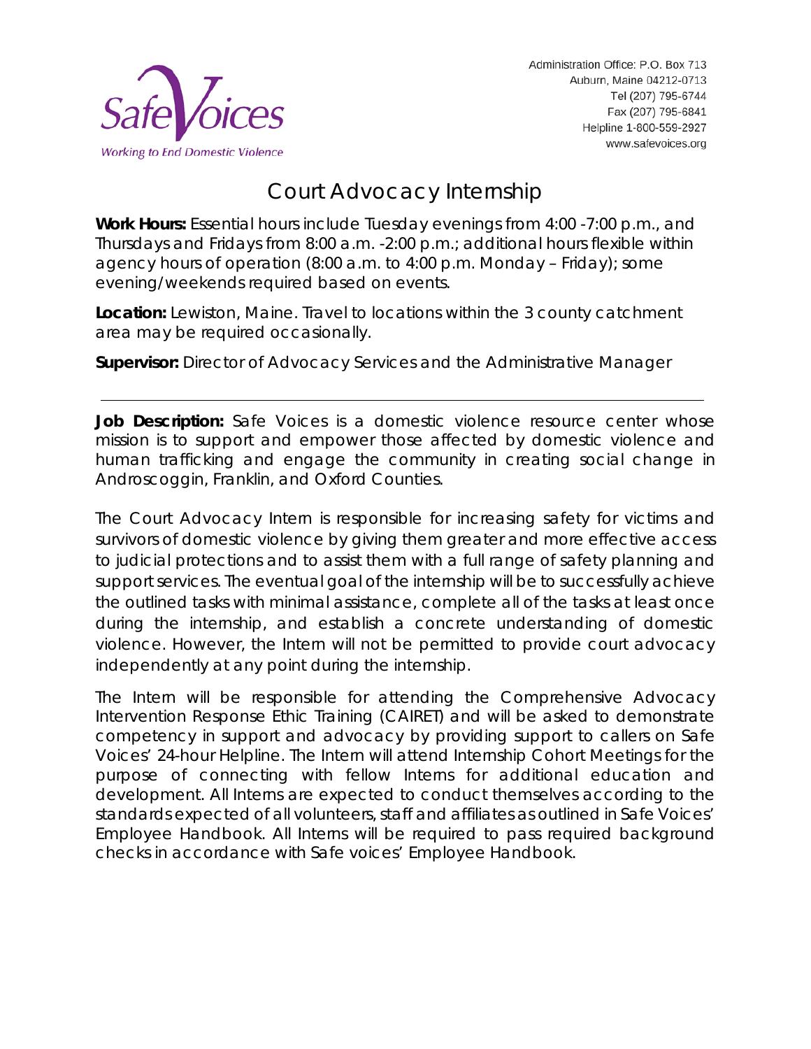Safe Voices
Working to End Domestic Violence

Administration Office: P.O. Box 713
Auburn, Maine 04212-0713
Tel (207) 795-6744
Fax (207) 795-6841
Helpline 1-800-559-2927
www.safevoices.org

# Court Advocacy Internship

**Work Hours:** Essential hours include Tuesday evenings from 4:00 -7:00 p.m., and Thursdays and Fridays from 8:00 a.m. -2:00 p.m.; additional hours flexible within agency hours of operation (8:00 a.m. to 4:00 p.m. Monday – Friday); some evening/weekends required based on events.

**Location:** Lewiston, Maine. Travel to locations within the 3 county catchment area may be required occasionally.

**Supervisor:** Director of Advocacy Services and the Administrative Manager

---

**Job Description:** Safe Voices is a domestic violence resource center whose mission is to support and empower those affected by domestic violence and human trafficking and engage the community in creating social change in Androscoggin, Franklin, and Oxford Counties.

The Court Advocacy Intern is responsible for increasing safety for victims and survivors of domestic violence by giving them greater and more effective access to judicial protections and to assist them with a full range of safety planning and support services. The eventual goal of the internship will be to successfully achieve the outlined tasks with minimal assistance, complete all of the tasks at least once during the internship, and establish a concrete understanding of domestic violence. However, the Intern will not be permitted to provide court advocacy independently at any point during the internship.

The Intern will be responsible for attending the Comprehensive Advocacy Intervention Response Ethic Training (CAIRET) and will be asked to demonstrate competency in support and advocacy by providing support to callers on Safe Voices' 24-hour Helpline. The Intern will attend Internship Cohort Meetings for the purpose of connecting with fellow Interns for additional education and development. All Interns are expected to conduct themselves according to the standards expected of all volunteers, staff and affiliates as outlined in Safe Voices' Employee Handbook. All Interns will be required to pass required background checks in accordance with Safe voices' Employee Handbook.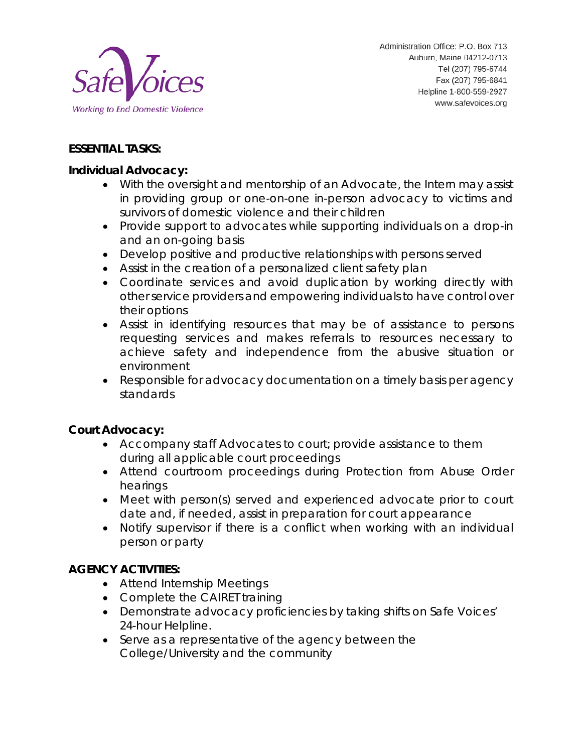## ESSENTIAL TASKS:

### Individual Advocacy:

- With the oversight and mentorship of an Advocate, the Intern may assist in providing group or one-on-one in-person advocacy to victims and survivors of domestic violence and their children
- Provide support to advocates while supporting individuals on a drop-in and an on-going basis
- Develop positive and productive relationships with persons served
- Assist in the creation of a personalized client safety plan
- Coordinate services and avoid duplication by working directly with other service providers and empowering individuals to have control over their options
- Assist in identifying resources that may be of assistance to persons requesting services and makes referrals to resources necessary to achieve safety and independence from the abusive situation or environment
- Responsible for advocacy documentation on a timely basis per agency standards

### Court Advocacy:

- Accompany staff Advocates to court; provide assistance to them during all applicable court proceedings
- Attend courtroom proceedings during Protection from Abuse Order hearings
- Meet with person(s) served and experienced advocate prior to court date and, if needed, assist in preparation for court appearance
- Notify supervisor if there is a conflict when working with an individual person or party

## AGENCY ACTIVITIES:

- Attend Internship Meetings
- Complete the CAIRET training
- Demonstrate advocacy proficiencies by taking shifts on Safe Voices' 24-hour Helpline.
- Serve as a representative of the agency between the College/University and the community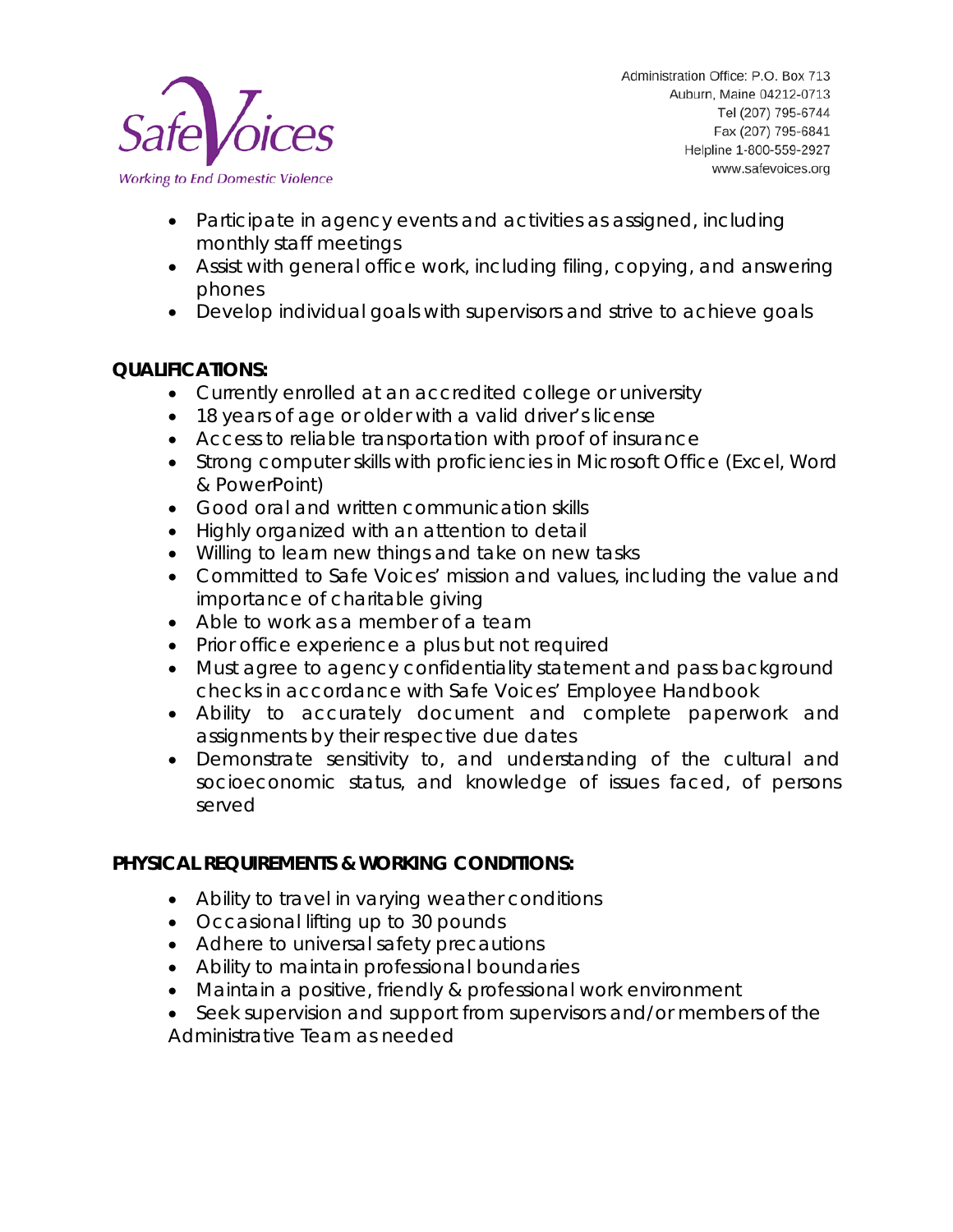- Participate in agency events and activities as assigned, including monthly staff meetings
- Assist with general office work, including filing, copying, and answering phones
- Develop individual goals with supervisors and strive to achieve goals

**QUALIFICATIONS:**

- Currently enrolled at an accredited college or university
- 18 years of age or older with a valid driver's license
- Access to reliable transportation with proof of insurance
- Strong computer skills with proficiencies in Microsoft Office (Excel, Word & PowerPoint)
- Good oral and written communication skills
- Highly organized with an attention to detail
- Willing to learn new things and take on new tasks
- Committed to Safe Voices' mission and values, including the value and importance of charitable giving
- Able to work as a member of a team
- Prior office experience a plus but not required
- Must agree to agency confidentiality statement and pass background checks in accordance with Safe Voices' Employee Handbook
- Ability to accurately document and complete paperwork and assignments by their respective due dates
- Demonstrate sensitivity to, and understanding of the cultural and socioeconomic status, and knowledge of issues faced, of persons served

**PHYSICAL REQUIREMENTS & WORKING CONDITIONS:**

- Ability to travel in varying weather conditions
- Occasional lifting up to 30 pounds
- Adhere to universal safety precautions
- Ability to maintain professional boundaries
- Maintain a positive, friendly & professional work environment
- Seek supervision and support from supervisors and/or members of the Administrative Team as needed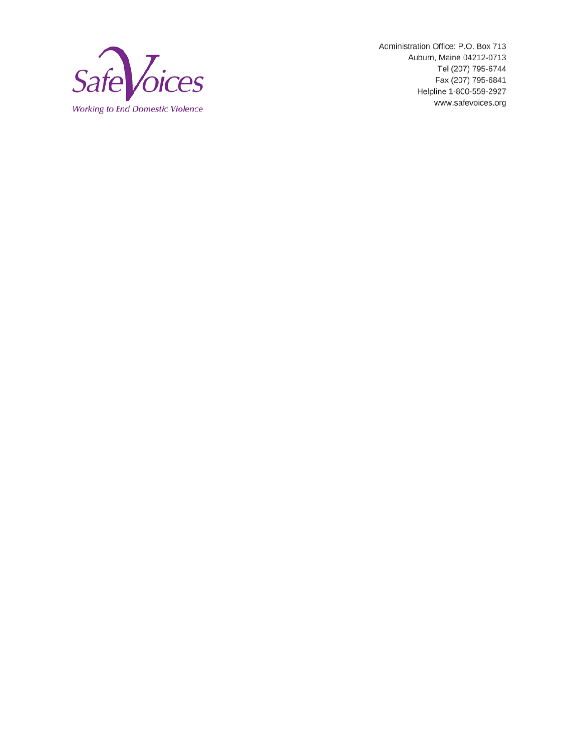Safe Voices

*Working to End Domestic Violence*

Administration Office: P.O. Box 713
Auburn, Maine 04212-0713
Tel (207) 795-6744
Fax (207) 795-6841
Helpline 1-800-559-2927
www.safevoices.org